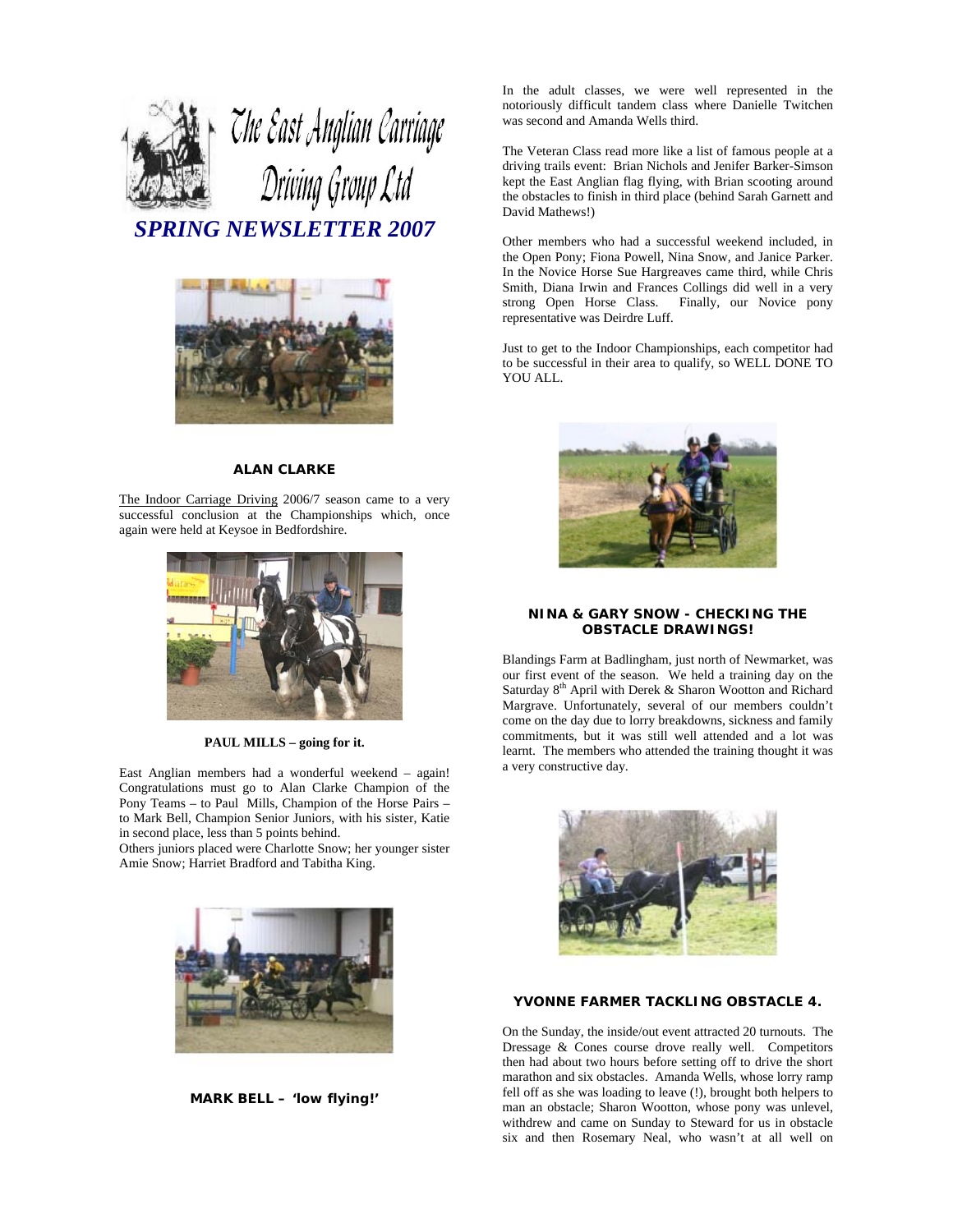# The East Anglian Carriage Driving Group Ltd

## *SPRING NEWSLETTER 2007*

**ALAN CLARKE**

The Indoor Carriage Driving 2006/7 season came to a very successful conclusion at the Championships which, once again were held at Keysoe in Bedfordshire.

**PAUL MILLS – going for it.**

East Anglian members had a wonderful weekend – again! Congratulations must go to Alan Clarke Champion of the Pony Teams – to Paul Mills, Champion of the Horse Pairs – to Mark Bell, Champion Senior Juniors, with his sister, Katie in second place, less than 5 points behind.

Others juniors placed were Charlotte Snow; her younger sister Amie Snow; Harriet Bradford and Tabitha King.

**MARK BELL – 'low flying!'**

In the adult classes, we were well represented in the notoriously difficult tandem class where Danielle Twitchen was second and Amanda Wells third.

The Veteran Class read more like a list of famous people at a driving trails event: Brian Nichols and Jenifer Barker-Simson kept the East Anglian flag flying, with Brian scooting around the obstacles to finish in third place (behind Sarah Garnett and David Mathews!)

Other members who had a successful weekend included, in the Open Pony; Fiona Powell, Nina Snow, and Janice Parker. In the Novice Horse Sue Hargreaves came third, while Chris Smith, Diana Irwin and Frances Collings did well in a very strong Open Horse Class. Finally, our Novice pony representative was Deirdre Luff.

Just to get to the Indoor Championships, each competitor had to be successful in their area to qualify, so WELL DONE TO YOU ALL.

**NINA & GARY SNOW - CHECKING THE OBSTACLE DRAWINGS!**

Blandings Farm at Badlingham, just north of Newmarket, was our first event of the season. We held a training day on the Saturday 8th April with Derek & Sharon Wootton and Richard Margrave. Unfortunately, several of our members couldn't come on the day due to lorry breakdowns, sickness and family commitments, but it was still well attended and a lot was learnt. The members who attended the training thought it was a very constructive day.

**YVONNE FARMER TACKLING OBSTACLE 4.**

On the Sunday, the inside/out event attracted 20 turnouts. The Dressage & Cones course drove really well. Competitors then had about two hours before setting off to drive the short marathon and six obstacles. Amanda Wells, whose lorry ramp fell off as she was loading to leave (!), brought both helpers to man an obstacle; Sharon Wootton, whose pony was unlevel, withdrew and came on Sunday to Steward for us in obstacle six and then Rosemary Neal, who wasn't at all well on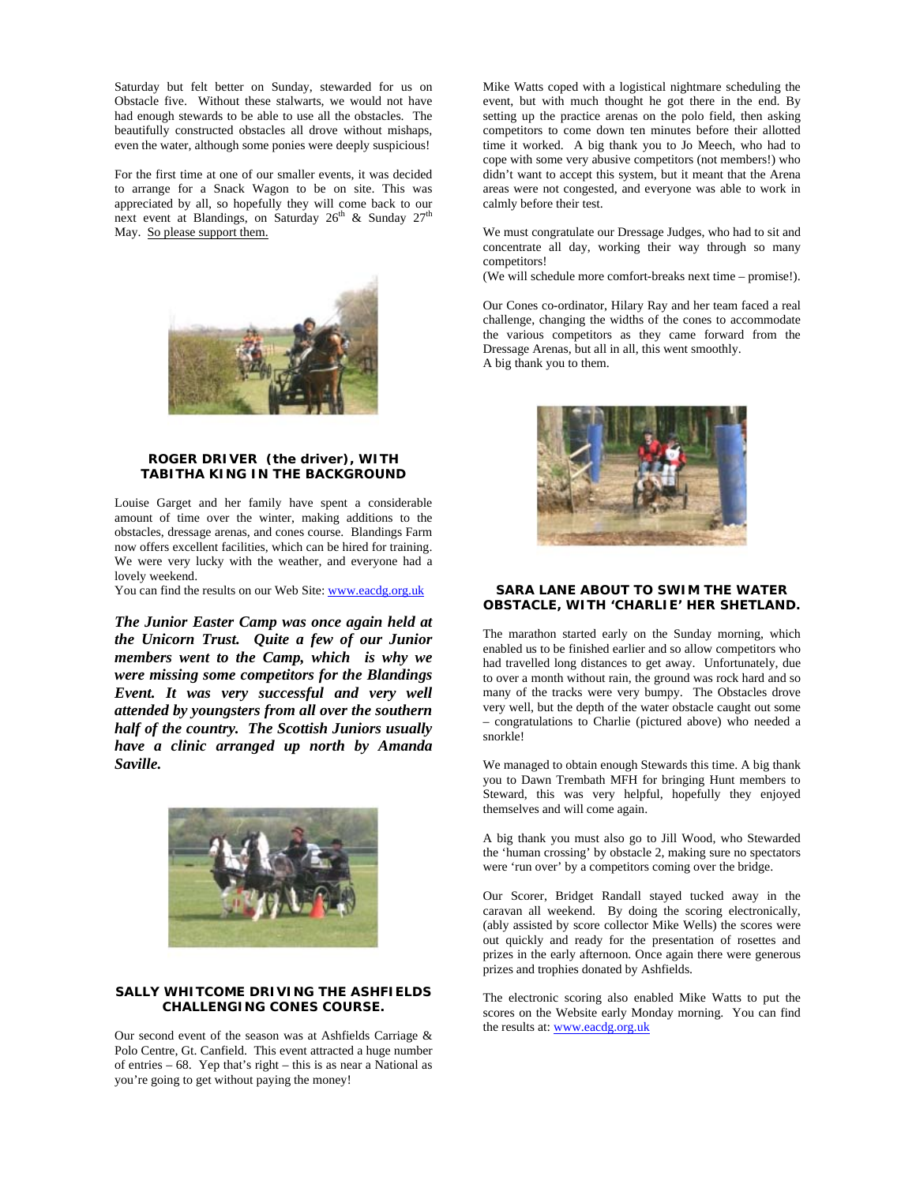Saturday but felt better on Sunday, stewarded for us on Obstacle five. Without these stalwarts, we would not have had enough stewards to be able to use all the obstacles. The beautifully constructed obstacles all drove without mishaps, even the water, although some ponies were deeply suspicious!

For the first time at one of our smaller events, it was decided to arrange for a Snack Wagon to be on site. This was appreciated by all, so hopefully they will come back to our next event at Blandings, on Saturday 26th & Sunday 27th May. So please support them.

**ROGER DRIVER (the driver), WITH TABITHA KING IN THE BACKGROUND**

Louise Garget and her family have spent a considerable amount of time over the winter, making additions to the obstacles, dressage arenas, and cones course. Blandings Farm now offers excellent facilities, which can be hired for training. We were very lucky with the weather, and everyone had a lovely weekend.
You can find the results on our Web Site: www.eacdg.org.uk

***The Junior Easter Camp was once again held at the Unicorn Trust. Quite a few of our Junior members went to the Camp, which is why we were missing some competitors for the Blandings Event. It was very successful and very well attended by youngsters from all over the southern half of the country. The Scottish Juniors usually have a clinic arranged up north by Amanda Saville.***

**SALLY WHITCOME DRIVING THE ASHFIELDS CHALLENGING CONES COURSE.**

Our second event of the season was at Ashfields Carriage & Polo Centre, Gt. Canfield. This event attracted a huge number of entries – 68. Yep that's right – this is as near a National as you're going to get without paying the money!

Mike Watts coped with a logistical nightmare scheduling the event, but with much thought he got there in the end. By setting up the practice arenas on the polo field, then asking competitors to come down ten minutes before their allotted time it worked. A big thank you to Jo Meech, who had to cope with some very abusive competitors (not members!) who didn't want to accept this system, but it meant that the Arena areas were not congested, and everyone was able to work in calmly before their test.

We must congratulate our Dressage Judges, who had to sit and concentrate all day, working their way through so many competitors!
(We will schedule more comfort-breaks next time – promise!).

Our Cones co-ordinator, Hilary Ray and her team faced a real challenge, changing the widths of the cones to accommodate the various competitors as they came forward from the Dressage Arenas, but all in all, this went smoothly.
A big thank you to them.

**SARA LANE ABOUT TO SWIM THE WATER OBSTACLE, WITH 'CHARLIE' HER SHETLAND.**

The marathon started early on the Sunday morning, which enabled us to be finished earlier and so allow competitors who had travelled long distances to get away. Unfortunately, due to over a month without rain, the ground was rock hard and so many of the tracks were very bumpy. The Obstacles drove very well, but the depth of the water obstacle caught out some – congratulations to Charlie (pictured above) who needed a snorkle!

We managed to obtain enough Stewards this time. A big thank you to Dawn Trembath MFH for bringing Hunt members to Steward, this was very helpful, hopefully they enjoyed themselves and will come again.

A big thank you must also go to Jill Wood, who Stewarded the 'human crossing' by obstacle 2, making sure no spectators were 'run over' by a competitors coming over the bridge.

Our Scorer, Bridget Randall stayed tucked away in the caravan all weekend. By doing the scoring electronically, (ably assisted by score collector Mike Wells) the scores were out quickly and ready for the presentation of rosettes and prizes in the early afternoon. Once again there were generous prizes and trophies donated by Ashfields.

The electronic scoring also enabled Mike Watts to put the scores on the Website early Monday morning. You can find the results at: www.eacdg.org.uk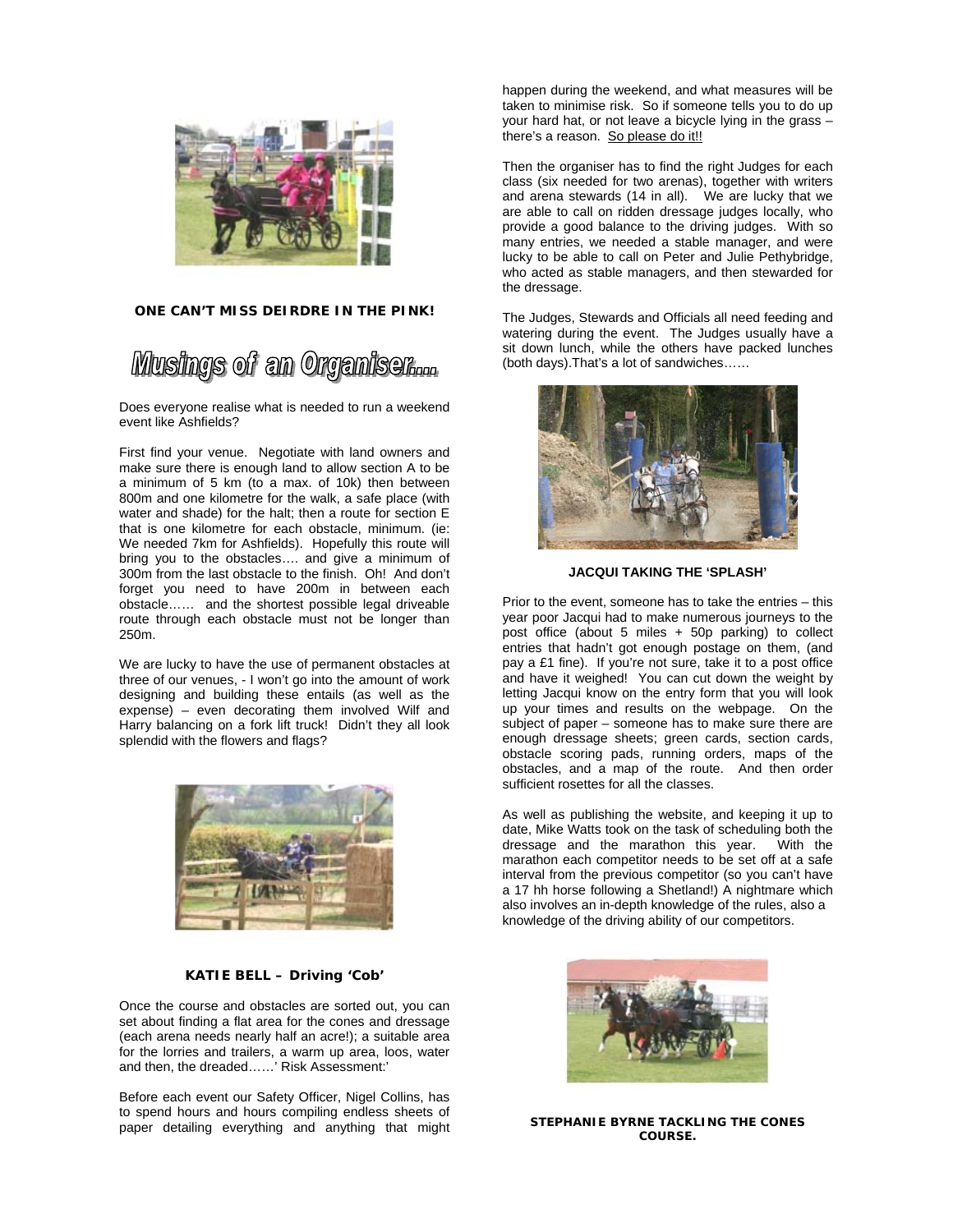**ONE CAN'T MISS DEIRDRE IN THE PINK!**

# Musings of an Organiser....

Does everyone realise what is needed to run a weekend event like Ashfields?

First find your venue. Negotiate with land owners and make sure there is enough land to allow section A to be a minimum of 5 km (to a max. of 10k) then between 800m and one kilometre for the walk, a safe place (with water and shade) for the halt; then a route for section E that is one kilometre for each obstacle, minimum. (ie: We needed 7km for Ashfields). Hopefully this route will bring you to the obstacles…. and give a minimum of 300m from the last obstacle to the finish. Oh! And don't forget you need to have 200m in between each obstacle…… and the shortest possible legal driveable route through each obstacle must not be longer than 250m.

We are lucky to have the use of permanent obstacles at three of our venues, - I won't go into the amount of work designing and building these entails (as well as the expense) – even decorating them involved Wilf and Harry balancing on a fork lift truck! Didn't they all look splendid with the flowers and flags?

**KATIE BELL – Driving 'Cob'**

Once the course and obstacles are sorted out, you can set about finding a flat area for the cones and dressage (each arena needs nearly half an acre!); a suitable area for the lorries and trailers, a warm up area, loos, water and then, the dreaded……' Risk Assessment:'

Before each event our Safety Officer, Nigel Collins, has to spend hours and hours compiling endless sheets of paper detailing everything and anything that might happen during the weekend, and what measures will be taken to minimise risk. So if someone tells you to do up your hard hat, or not leave a bicycle lying in the grass – there's a reason. So please do it!!

Then the organiser has to find the right Judges for each class (six needed for two arenas), together with writers and arena stewards (14 in all). We are lucky that we are able to call on ridden dressage judges locally, who provide a good balance to the driving judges. With so many entries, we needed a stable manager, and were lucky to be able to call on Peter and Julie Pethybridge, who acted as stable managers, and then stewarded for the dressage.

The Judges, Stewards and Officials all need feeding and watering during the event. The Judges usually have a sit down lunch, while the others have packed lunches (both days).That's a lot of sandwiches……

**JACQUI TAKING THE 'SPLASH'**

Prior to the event, someone has to take the entries – this year poor Jacqui had to make numerous journeys to the post office (about 5 miles + 50p parking) to collect entries that hadn't got enough postage on them, (and pay a £1 fine). If you're not sure, take it to a post office and have it weighed! You can cut down the weight by letting Jacqui know on the entry form that you will look up your times and results on the webpage. On the subject of paper – someone has to make sure there are enough dressage sheets; green cards, section cards, obstacle scoring pads, running orders, maps of the obstacles, and a map of the route. And then order sufficient rosettes for all the classes.

As well as publishing the website, and keeping it up to date, Mike Watts took on the task of scheduling both the dressage and the marathon this year. With the marathon each competitor needs to be set off at a safe interval from the previous competitor (so you can't have a 17 hh horse following a Shetland!) A nightmare which also involves an in-depth knowledge of the rules, also a knowledge of the driving ability of our competitors.

**STEPHANIE BYRNE TACKLING THE CONES COURSE.**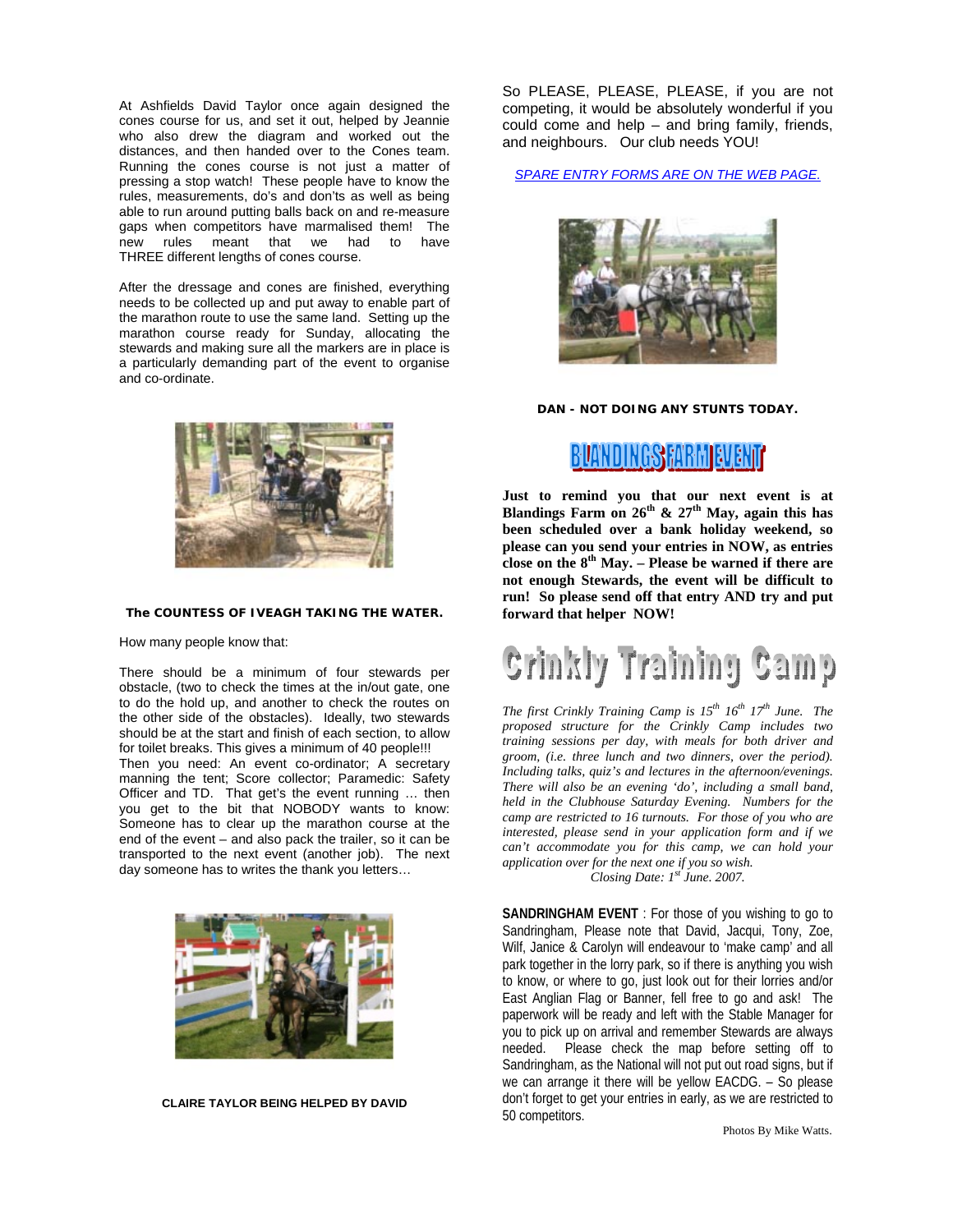At Ashfields David Taylor once again designed the cones course for us, and set it out, helped by Jeannie who also drew the diagram and worked out the distances, and then handed over to the Cones team. Running the cones course is not just a matter of pressing a stop watch! These people have to know the rules, measurements, do's and don'ts as well as being able to run around putting balls back on and re-measure gaps when competitors have marmalised them! The new rules meant that we had to have THREE different lengths of cones course.

After the dressage and cones are finished, everything needs to be collected up and put away to enable part of the marathon route to use the same land. Setting up the marathon course ready for Sunday, allocating the stewards and making sure all the markers are in place is a particularly demanding part of the event to organise and co-ordinate.

**The COUNTESS OF IVEAGH TAKING THE WATER.**

How many people know that:

There should be a minimum of four stewards per obstacle, (two to check the times at the in/out gate, one to do the hold up, and another to check the routes on the other side of the obstacles). Ideally, two stewards should be at the start and finish of each section, to allow for toilet breaks. This gives a minimum of 40 people!!!
Then you need: An event co-ordinator; A secretary manning the tent; Score collector; Paramedic: Safety Officer and TD. That get's the event running … then you get to the bit that NOBODY wants to know: Someone has to clear up the marathon course at the end of the event – and also pack the trailer, so it can be transported to the next event (another job). The next day someone has to writes the thank you letters…

**CLAIRE TAYLOR BEING HELPED BY DAVID**

So PLEASE, PLEASE, PLEASE, if you are not competing, it would be absolutely wonderful if you could come and help – and bring family, friends, and neighbours. Our club needs YOU!

*SPARE ENTRY FORMS ARE ON THE WEB PAGE.*

**DAN - NOT DOING ANY STUNTS TODAY.**

## BLANDINGS FARM EVENT

**Just to remind you that our next event is at Blandings Farm on 26th & 27th May, again this has been scheduled over a bank holiday weekend, so please can you send your entries in NOW, as entries close on the 8th May. – Please be warned if there are not enough Stewards, the event will be difficult to run! So please send off that entry AND try and put forward that helper NOW!**

## Crinkly Training Camp

*The first Crinkly Training Camp is 15th 16th 17th June. The proposed structure for the Crinkly Camp includes two training sessions per day, with meals for both driver and groom, (i.e. three lunch and two dinners, over the period). Including talks, quiz's and lectures in the afternoon/evenings. There will also be an evening 'do', including a small band, held in the Clubhouse Saturday Evening. Numbers for the camp are restricted to 16 turnouts. For those of you who are interested, please send in your application form and if we can't accommodate you for this camp, we can hold your application over for the next one if you so wish.*

*Closing Date: 1st June. 2007.*

**SANDRINGHAM EVENT** : For those of you wishing to go to Sandringham, Please note that David, Jacqui, Tony, Zoe, Wilf, Janice & Carolyn will endeavour to 'make camp' and all park together in the lorry park, so if there is anything you wish to know, or where to go, just look out for their lorries and/or East Anglian Flag or Banner, fell free to go and ask! The paperwork will be ready and left with the Stable Manager for you to pick up on arrival and remember Stewards are always needed. Please check the map before setting off to Sandringham, as the National will not put out road signs, but if we can arrange it there will be yellow EACDG. – So please don't forget to get your entries in early, as we are restricted to 50 competitors.

Photos By Mike Watts.